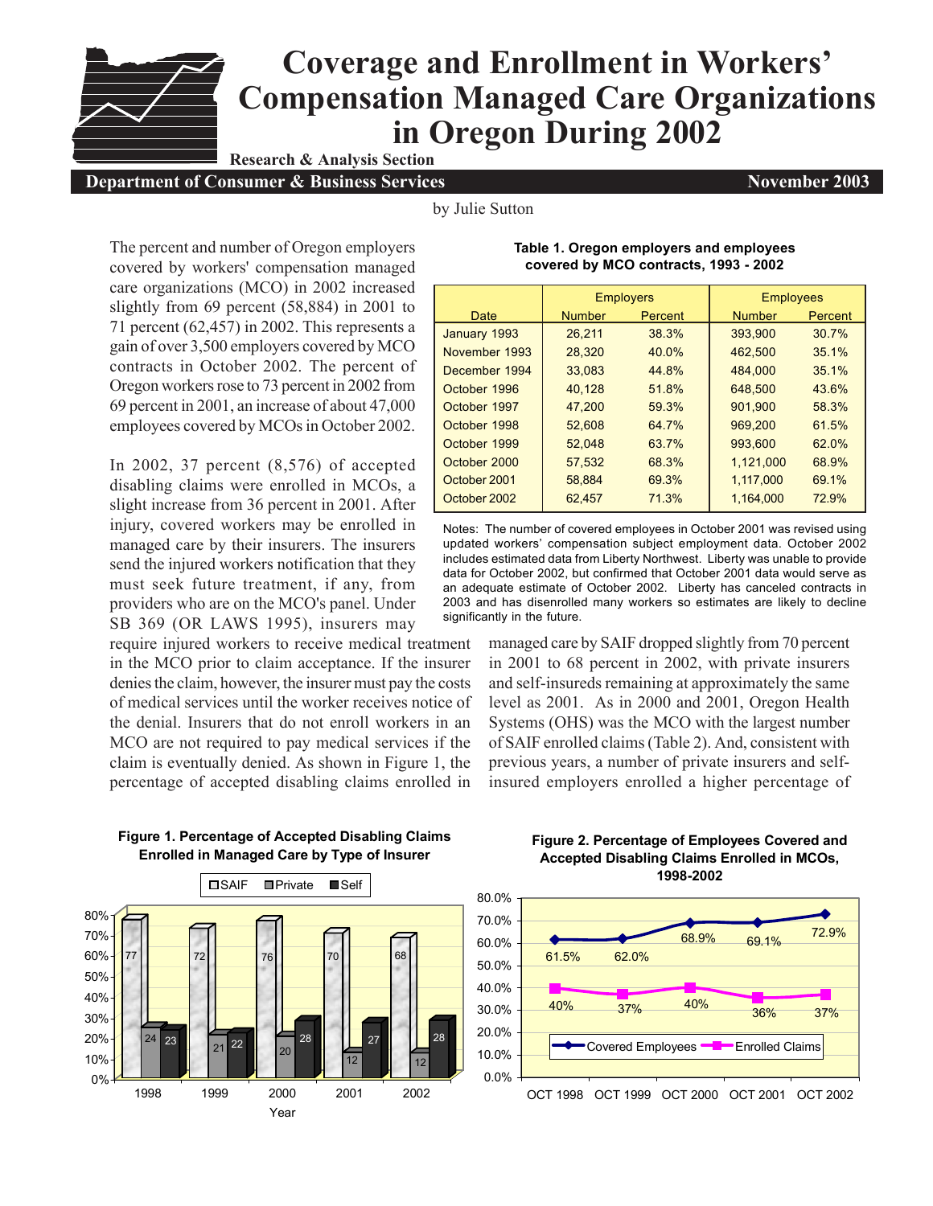# Coverage and Enrollment in Workers' Compensation Managed Care Organizations in Oregon During 2002

**Research & Analysis Section**

**Department of Consumer & Business Services** — **November 2003**

by Julie Sutton

The percent and number of Oregon employers covered by workers' compensation managed care organizations (MCO) in 2002 increased slightly from 69 percent (58,884) in 2001 to 71 percent (62,457) in 2002. This represents a gain of over 3,500 employers covered by MCO contracts in October 2002. The percent of Oregon workers rose to 73 percent in 2002 from 69 percent in 2001, an increase of about 47,000 employees covered by MCOs in October 2002.

In 2002, 37 percent (8,576) of accepted disabling claims were enrolled in MCOs, a slight increase from 36 percent in 2001. After injury, covered workers may be enrolled in managed care by their insurers. The insurers send the injured workers notification that they must seek future treatment, if any, from providers who are on the MCO's panel. Under SB 369 (OR LAWS 1995), insurers may require injured workers to receive medical treatment in the MCO prior to claim acceptance. If the insurer denies the claim, however, the insurer must pay the costs of medical services until the worker receives notice of the denial. Insurers that do not enroll workers in an MCO are not required to pay medical services if the claim is eventually denied. As shown in Figure 1, the percentage of accepted disabling claims enrolled in managed care by SAIF dropped slightly from 70 percent in 2001 to 68 percent in 2002, with private insurers and self-insureds remaining at approximately the same level as 2001. As in 2000 and 2001, Oregon Health Systems (OHS) was the MCO with the largest number of SAIF enrolled claims (Table 2). And, consistent with previous years, a number of private insurers and self-insured employers enrolled a higher percentage of

**Table 1. Oregon employers and employees covered by MCO contracts, 1993 - 2002**

| | Employers | | Employees | |
|---|---|---|---|---|
| Date | Number | Percent | Number | Percent |
| January 1993 | 26,211 | 38.3% | 393,900 | 30.7% |
| November 1993 | 28,320 | 40.0% | 462,500 | 35.1% |
| December 1994 | 33,083 | 44.8% | 484,000 | 35.1% |
| October 1996 | 40,128 | 51.8% | 648,500 | 43.6% |
| October 1997 | 47,200 | 59.3% | 901,900 | 58.3% |
| October 1998 | 52,608 | 64.7% | 969,200 | 61.5% |
| October 1999 | 52,048 | 63.7% | 993,600 | 62.0% |
| October 2000 | 57,532 | 68.3% | 1,121,000 | 68.9% |
| October 2001 | 58,884 | 69.3% | 1,117,000 | 69.1% |
| October 2002 | 62,457 | 71.3% | 1,164,000 | 72.9% |

Notes: The number of covered employees in October 2001 was revised using updated workers' compensation subject employment data. October 2002 includes estimated data from Liberty Northwest. Liberty was unable to provide data for October 2002, but confirmed that October 2001 data would serve as an adequate estimate of October 2002. Liberty has canceled contracts in 2003 and has disenrolled many workers so estimates are likely to decline significantly in the future.

**Figure 1. Percentage of Accepted Disabling Claims Enrolled in Managed Care by Type of Insurer**

| Year | SAIF | Private | Self |
|---|---|---|---|
| 1998 | 77 | 24 | 23 |
| 1999 | 72 | 21 | 22 |
| 2000 | 76 | 20 | 28 |
| 2001 | 70 | 12 | 27 |
| 2002 | 68 | 12 | 28 |

**Figure 2. Percentage of Employees Covered and Accepted Disabling Claims Enrolled in MCOs, 1998-2002**

| | OCT 1998 | OCT 1999 | OCT 2000 | OCT 2001 | OCT 2002 |
|---|---|---|---|---|---|
| Covered Employees | 61.5% | 62.0% | 68.9% | 69.1% | 72.9% |
| Enrolled Claims | 40% | 37% | 40% | 36% | 37% |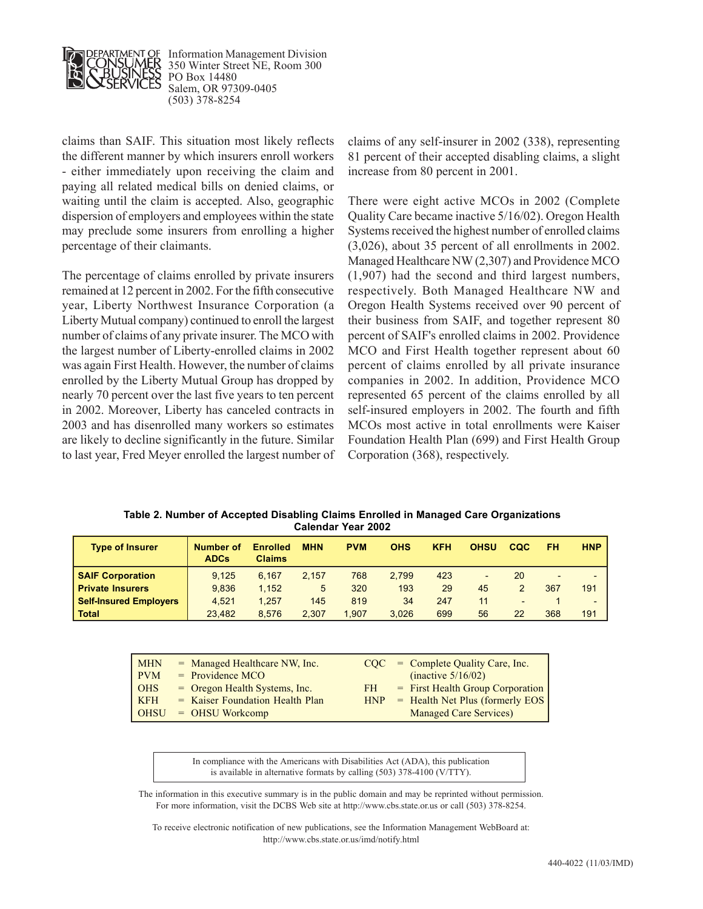Information Management Division
350 Winter Street NE, Room 300
PO Box 14480
Salem, OR 97309-0405
(503) 378-8254

claims than SAIF. This situation most likely reflects the different manner by which insurers enroll workers - either immediately upon receiving the claim and paying all related medical bills on denied claims, or waiting until the claim is accepted. Also, geographic dispersion of employers and employees within the state may preclude some insurers from enrolling a higher percentage of their claimants.

The percentage of claims enrolled by private insurers remained at 12 percent in 2002. For the fifth consecutive year, Liberty Northwest Insurance Corporation (a Liberty Mutual company) continued to enroll the largest number of claims of any private insurer. The MCO with the largest number of Liberty-enrolled claims in 2002 was again First Health. However, the number of claims enrolled by the Liberty Mutual Group has dropped by nearly 70 percent over the last five years to ten percent in 2002. Moreover, Liberty has canceled contracts in 2003 and has disenrolled many workers so estimates are likely to decline significantly in the future. Similar to last year, Fred Meyer enrolled the largest number of claims of any self-insurer in 2002 (338), representing 81 percent of their accepted disabling claims, a slight increase from 80 percent in 2001.

There were eight active MCOs in 2002 (Complete Quality Care became inactive 5/16/02). Oregon Health Systems received the highest number of enrolled claims (3,026), about 35 percent of all enrollments in 2002. Managed Healthcare NW (2,307) and Providence MCO (1,907) had the second and third largest numbers, respectively. Both Managed Healthcare NW and Oregon Health Systems received over 90 percent of their business from SAIF, and together represent 80 percent of SAIF's enrolled claims in 2002. Providence MCO and First Health together represent about 60 percent of claims enrolled by all private insurance companies in 2002. In addition, Providence MCO represented 65 percent of the claims enrolled by all self-insured employers in 2002. The fourth and fifth MCOs most active in total enrollments were Kaiser Foundation Health Plan (699) and First Health Group Corporation (368), respectively.

**Table 2. Number of Accepted Disabling Claims Enrolled in Managed Care Organizations Calendar Year 2002**

| Type of Insurer | Number of ADCs | Enrolled Claims | MHN | PVM | OHS | KFH | OHSU | CQC | FH | HNP |
|---|---|---|---|---|---|---|---|---|---|---|
| **SAIF Corporation** | 9,125 | 6,167 | 2,157 | 768 | 2,799 | 423 | - | 20 | - | - |
| **Private Insurers** | 9,836 | 1,152 | 5 | 320 | 193 | 29 | 45 | 2 | 367 | 191 |
| **Self-Insured Employers** | 4,521 | 1,257 | 145 | 819 | 34 | 247 | 11 | - | 1 | - |
| **Total** | 23,482 | 8,576 | 2,307 | 1,907 | 3,026 | 699 | 56 | 22 | 368 | 191 |

| | | | |
|---|---|---|---|
| MHN | = Managed Healthcare NW, Inc. | CQC | = Complete Quality Care, Inc. (inactive 5/16/02) |
| PVM | = Providence MCO | | |
| OHS | = Oregon Health Systems, Inc. | FH | = First Health Group Corporation |
| KFH | = Kaiser Foundation Health Plan | HNP | = Health Net Plus (formerly EOS Managed Care Services) |
| OHSU | = OHSU Workcomp | | |

In compliance with the Americans with Disabilities Act (ADA), this publication is available in alternative formats by calling (503) 378-4100 (V/TTY).

The information in this executive summary is in the public domain and may be reprinted without permission. For more information, visit the DCBS Web site at http://www.cbs.state.or.us or call (503) 378-8254.

To receive electronic notification of new publications, see the Information Management WebBoard at: http://www.cbs.state.or.us/imd/notify.html

440-4022 (11/03/IMD)